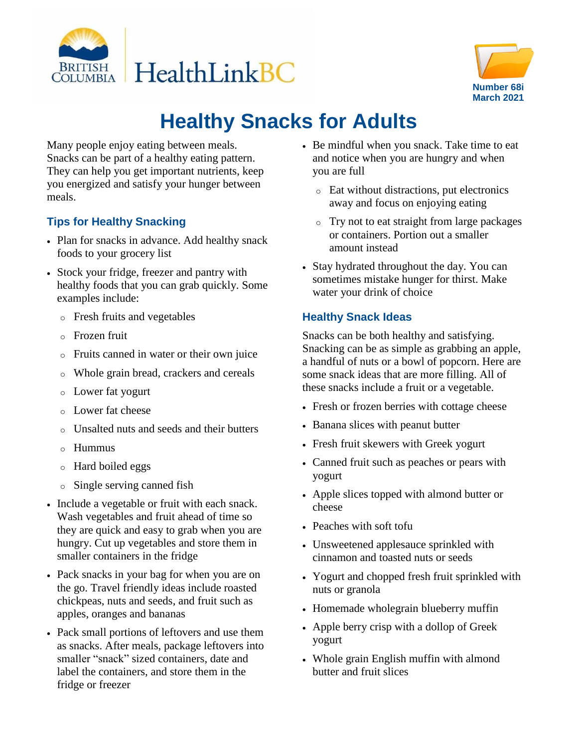HealthLinkBC

Number 68i
March 2021

# Healthy Snacks for Adults

Many people enjoy eating between meals. Snacks can be part of a healthy eating pattern. They can help you get important nutrients, keep you energized and satisfy your hunger between meals.

## Tips for Healthy Snacking

- Plan for snacks in advance. Add healthy snack foods to your grocery list
- Stock your fridge, freezer and pantry with healthy foods that you can grab quickly. Some examples include:
  - Fresh fruits and vegetables
  - Frozen fruit
  - Fruits canned in water or their own juice
  - Whole grain bread, crackers and cereals
  - Lower fat yogurt
  - Lower fat cheese
  - Unsalted nuts and seeds and their butters
  - Hummus
  - Hard boiled eggs
  - Single serving canned fish
- Include a vegetable or fruit with each snack. Wash vegetables and fruit ahead of time so they are quick and easy to grab when you are hungry. Cut up vegetables and store them in smaller containers in the fridge
- Pack snacks in your bag for when you are on the go. Travel friendly ideas include roasted chickpeas, nuts and seeds, and fruit such as apples, oranges and bananas
- Pack small portions of leftovers and use them as snacks. After meals, package leftovers into smaller "snack" sized containers, date and label the containers, and store them in the fridge or freezer
- Be mindful when you snack. Take time to eat and notice when you are hungry and when you are full
  - Eat without distractions, put electronics away and focus on enjoying eating
  - Try not to eat straight from large packages or containers. Portion out a smaller amount instead
- Stay hydrated throughout the day. You can sometimes mistake hunger for thirst. Make water your drink of choice

## Healthy Snack Ideas

Snacks can be both healthy and satisfying. Snacking can be as simple as grabbing an apple, a handful of nuts or a bowl of popcorn. Here are some snack ideas that are more filling. All of these snacks include a fruit or a vegetable.

- Fresh or frozen berries with cottage cheese
- Banana slices with peanut butter
- Fresh fruit skewers with Greek yogurt
- Canned fruit such as peaches or pears with yogurt
- Apple slices topped with almond butter or cheese
- Peaches with soft tofu
- Unsweetened applesauce sprinkled with cinnamon and toasted nuts or seeds
- Yogurt and chopped fresh fruit sprinkled with nuts or granola
- Homemade wholegrain blueberry muffin
- Apple berry crisp with a dollop of Greek yogurt
- Whole grain English muffin with almond butter and fruit slices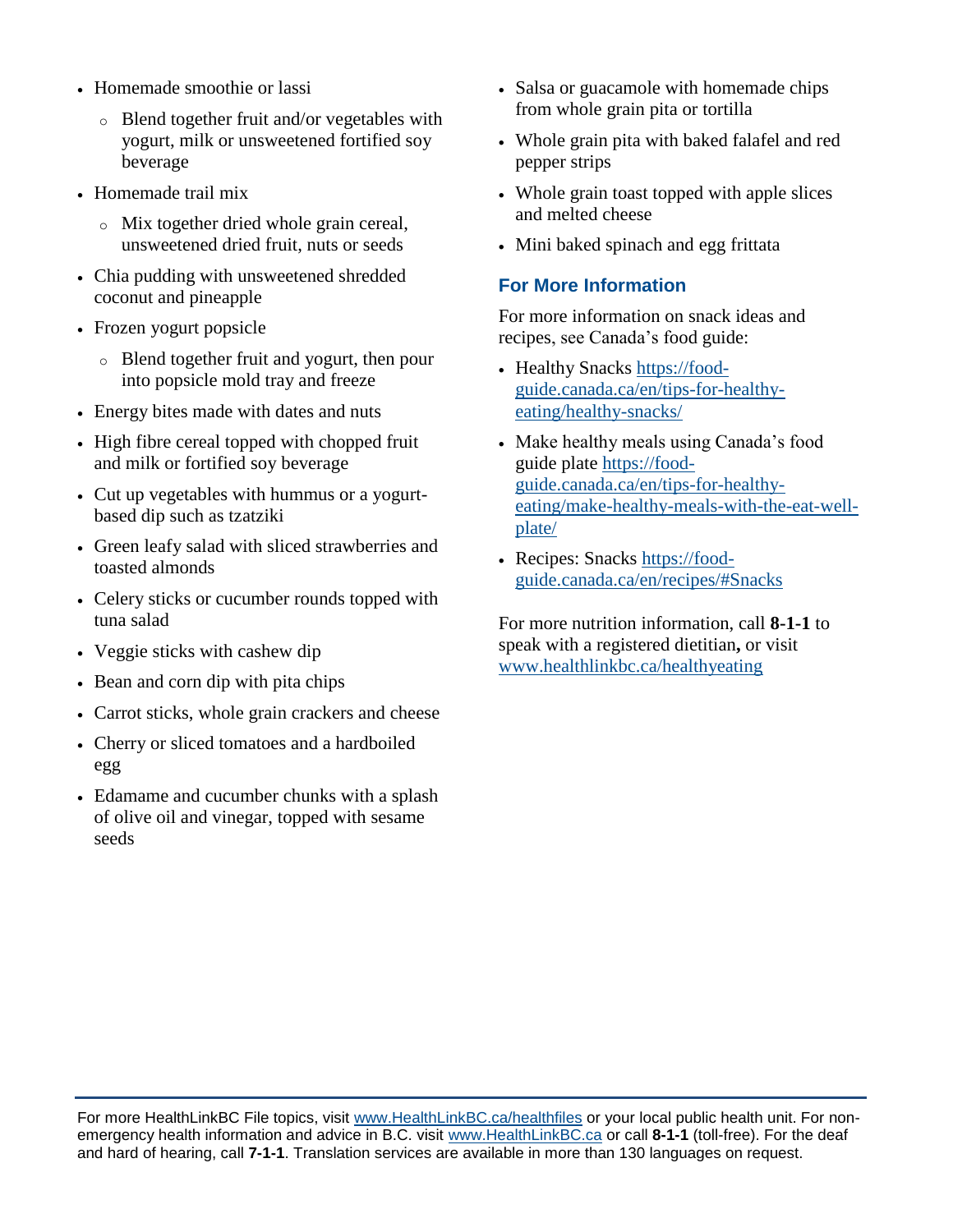- Homemade smoothie or lassi
  - Blend together fruit and/or vegetables with yogurt, milk or unsweetened fortified soy beverage
- Homemade trail mix
  - Mix together dried whole grain cereal, unsweetened dried fruit, nuts or seeds
- Chia pudding with unsweetened shredded coconut and pineapple
- Frozen yogurt popsicle
  - Blend together fruit and yogurt, then pour into popsicle mold tray and freeze
- Energy bites made with dates and nuts
- High fibre cereal topped with chopped fruit and milk or fortified soy beverage
- Cut up vegetables with hummus or a yogurt-based dip such as tzatziki
- Green leafy salad with sliced strawberries and toasted almonds
- Celery sticks or cucumber rounds topped with tuna salad
- Veggie sticks with cashew dip
- Bean and corn dip with pita chips
- Carrot sticks, whole grain crackers and cheese
- Cherry or sliced tomatoes and a hardboiled egg
- Edamame and cucumber chunks with a splash of olive oil and vinegar, topped with sesame seeds
- Salsa or guacamole with homemade chips from whole grain pita or tortilla
- Whole grain pita with baked falafel and red pepper strips
- Whole grain toast topped with apple slices and melted cheese
- Mini baked spinach and egg frittata

## For More Information

For more information on snack ideas and recipes, see Canada's food guide:

- Healthy Snacks https://food-guide.canada.ca/en/tips-for-healthy-eating/healthy-snacks/
- Make healthy meals using Canada's food guide plate https://food-guide.canada.ca/en/tips-for-healthy-eating/make-healthy-meals-with-the-eat-well-plate/
- Recipes: Snacks https://food-guide.canada.ca/en/recipes/#Snacks

For more nutrition information, call **8-1-1** to speak with a registered dietitian**,** or visit www.healthlinkbc.ca/healthyeating

For more HealthLinkBC File topics, visit www.HealthLinkBC.ca/healthfiles or your local public health unit. For non-emergency health information and advice in B.C. visit www.HealthLinkBC.ca or call **8-1-1** (toll-free). For the deaf and hard of hearing, call **7-1-1**. Translation services are available in more than 130 languages on request.